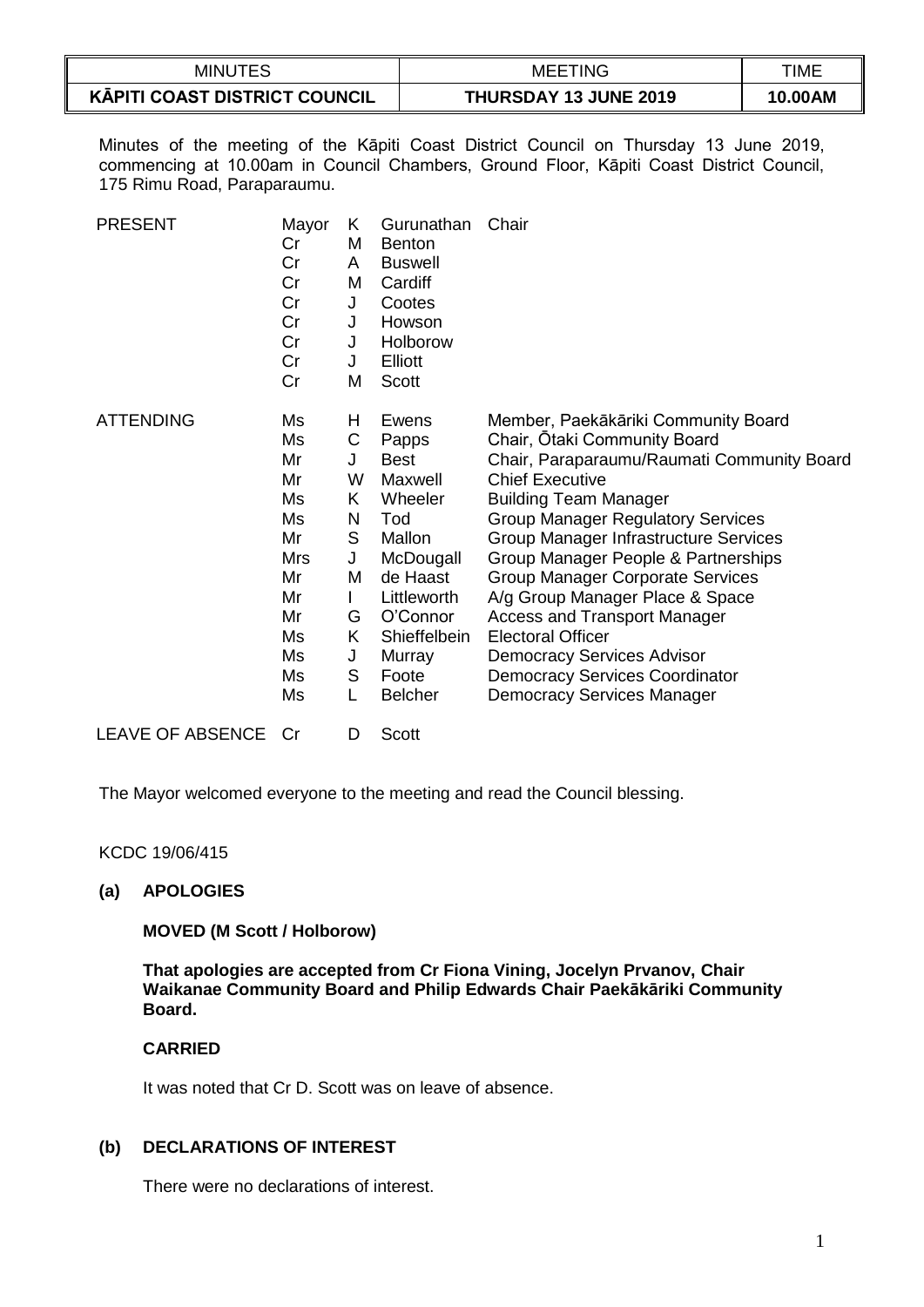| MINUTES | MEETING | TIME |
| --- | --- | --- |
| **KĀPITI COAST DISTRICT COUNCIL** | **THURSDAY 13 JUNE 2019** | **10.00AM** |

Minutes of the meeting of the Kāpiti Coast District Council on Thursday 13 June 2019, commencing at 10.00am in Council Chambers, Ground Floor, Kāpiti Coast District Council, 175 Rimu Road, Paraparaumu.

| | | | | |
| --- | --- | --- | --- | --- |
| PRESENT | Mayor | K | Gurunathan | Chair |
| | Cr | M | Benton | |
| | Cr | A | Buswell | |
| | Cr | M | Cardiff | |
| | Cr | J | Cootes | |
| | Cr | J | Howson | |
| | Cr | J | Holborow | |
| | Cr | J | Elliott | |
| | Cr | M | Scott | |
| ATTENDING | Ms | H | Ewens | Member, Paekākāriki Community Board |
| | Ms | C | Papps | Chair, Ōtaki Community Board |
| | Mr | J | Best | Chair, Paraparaumu/Raumati Community Board |
| | Mr | W | Maxwell | Chief Executive |
| | Ms | K | Wheeler | Building Team Manager |
| | Ms | N | Tod | Group Manager Regulatory Services |
| | Mr | S | Mallon | Group Manager Infrastructure Services |
| | Mrs | J | McDougall | Group Manager People & Partnerships |
| | Mr | M | de Haast | Group Manager Corporate Services |
| | Mr | I | Littleworth | A/g Group Manager Place & Space |
| | Mr | G | O'Connor | Access and Transport Manager |
| | Ms | K | Shieffelbein | Electoral Officer |
| | Ms | J | Murray | Democracy Services Advisor |
| | Ms | S | Foote | Democracy Services Coordinator |
| | Ms | L | Belcher | Democracy Services Manager |
| LEAVE OF ABSENCE | Cr | D | Scott | |

The Mayor welcomed everyone to the meeting and read the Council blessing.

KCDC 19/06/415

## (a) APOLOGIES

**MOVED (M Scott / Holborow)**

**That apologies are accepted from Cr Fiona Vining, Jocelyn Prvanov, Chair Waikanae Community Board and Philip Edwards Chair Paekākāriki Community Board.**

**CARRIED**

It was noted that Cr D. Scott was on leave of absence.

## (b) DECLARATIONS OF INTEREST

There were no declarations of interest.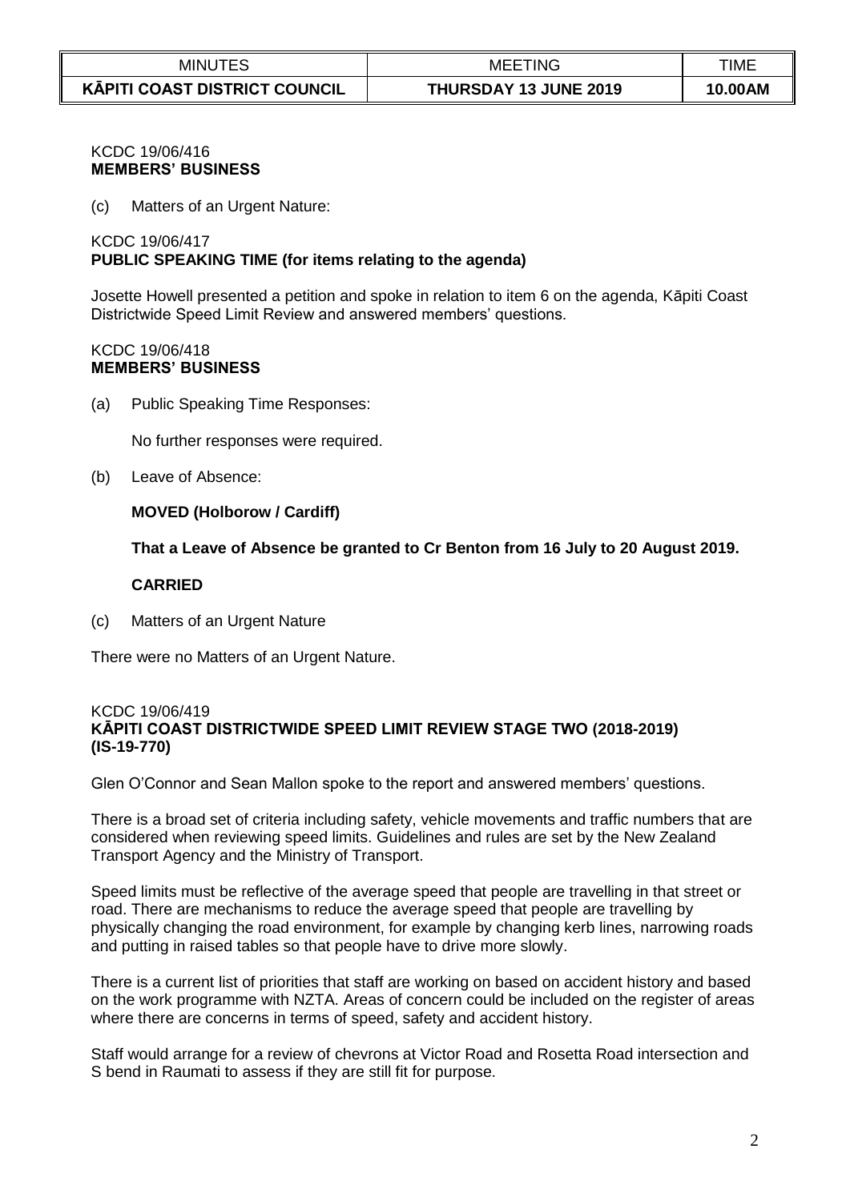KCDC 19/06/416
**MEMBERS' BUSINESS**

(c) Matters of an Urgent Nature:

KCDC 19/06/417
**PUBLIC SPEAKING TIME (for items relating to the agenda)**

Josette Howell presented a petition and spoke in relation to item 6 on the agenda, Kāpiti Coast Districtwide Speed Limit Review and answered members' questions.

KCDC 19/06/418
**MEMBERS' BUSINESS**

(a) Public Speaking Time Responses:

No further responses were required.

(b) Leave of Absence:

**MOVED (Holborow / Cardiff)**

**That a Leave of Absence be granted to Cr Benton from 16 July to 20 August 2019.**

**CARRIED**

(c) Matters of an Urgent Nature

There were no Matters of an Urgent Nature.

KCDC 19/06/419
**KĀPITI COAST DISTRICTWIDE SPEED LIMIT REVIEW STAGE TWO (2018-2019) (IS-19-770)**

Glen O'Connor and Sean Mallon spoke to the report and answered members' questions.

There is a broad set of criteria including safety, vehicle movements and traffic numbers that are considered when reviewing speed limits. Guidelines and rules are set by the New Zealand Transport Agency and the Ministry of Transport.

Speed limits must be reflective of the average speed that people are travelling in that street or road. There are mechanisms to reduce the average speed that people are travelling by physically changing the road environment, for example by changing kerb lines, narrowing roads and putting in raised tables so that people have to drive more slowly.

There is a current list of priorities that staff are working on based on accident history and based on the work programme with NZTA. Areas of concern could be included on the register of areas where there are concerns in terms of speed, safety and accident history.

Staff would arrange for a review of chevrons at Victor Road and Rosetta Road intersection and S bend in Raumati to assess if they are still fit for purpose.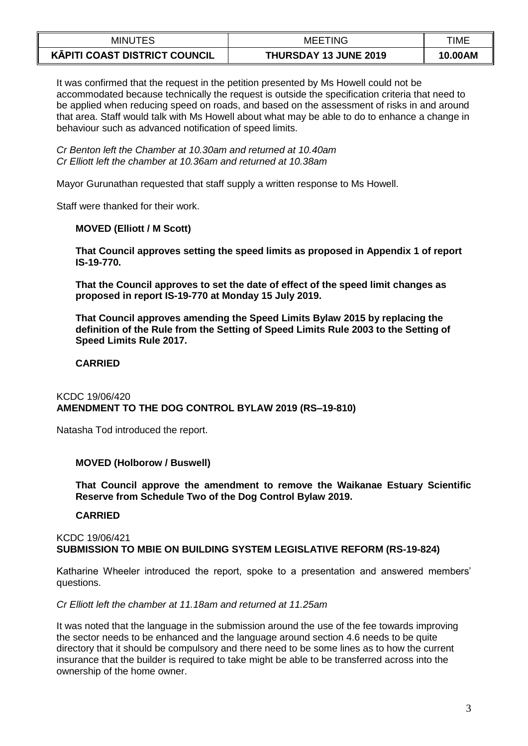It was confirmed that the request in the petition presented by Ms Howell could not be accommodated because technically the request is outside the specification criteria that need to be applied when reducing speed on roads, and based on the assessment of risks in and around that area. Staff would talk with Ms Howell about what may be able to do to enhance a change in behaviour such as advanced notification of speed limits.

*Cr Benton left the Chamber at 10.30am and returned at 10.40am*
*Cr Elliott left the chamber at 10.36am and returned at 10.38am*

Mayor Gurunathan requested that staff supply a written response to Ms Howell.

Staff were thanked for their work.

**MOVED (Elliott / M Scott)**

**That Council approves setting the speed limits as proposed in Appendix 1 of report IS-19-770.**

**That the Council approves to set the date of effect of the speed limit changes as proposed in report IS-19-770 at Monday 15 July 2019.**

**That Council approves amending the Speed Limits Bylaw 2015 by replacing the definition of the Rule from the Setting of Speed Limits Rule 2003 to the Setting of Speed Limits Rule 2017.**

**CARRIED**

KCDC 19/06/420
**AMENDMENT TO THE DOG CONTROL BYLAW 2019 (RS–19-810)**

Natasha Tod introduced the report.

**MOVED (Holborow / Buswell)**

**That Council approve the amendment to remove the Waikanae Estuary Scientific Reserve from Schedule Two of the Dog Control Bylaw 2019.**

**CARRIED**

KCDC 19/06/421
**SUBMISSION TO MBIE ON BUILDING SYSTEM LEGISLATIVE REFORM (RS-19-824)**

Katharine Wheeler introduced the report, spoke to a presentation and answered members' questions.

*Cr Elliott left the chamber at 11.18am and returned at 11.25am*

It was noted that the language in the submission around the use of the fee towards improving the sector needs to be enhanced and the language around section 4.6 needs to be quite directory that it should be compulsory and there need to be some lines as to how the current insurance that the builder is required to take might be able to be transferred across into the ownership of the home owner.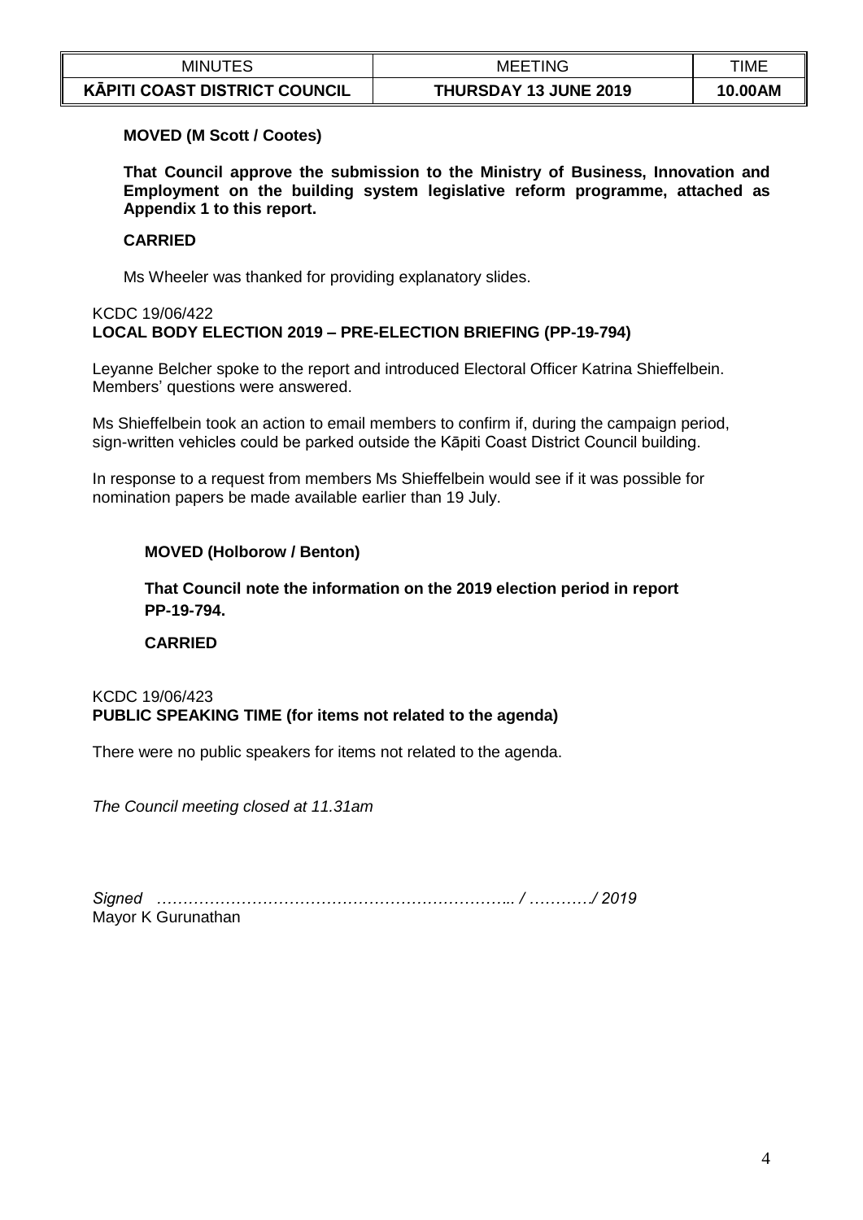**MOVED (M Scott / Cootes)**

**That Council approve the submission to the Ministry of Business, Innovation and Employment on the building system legislative reform programme, attached as Appendix 1 to this report.**

**CARRIED**

Ms Wheeler was thanked for providing explanatory slides.

KCDC 19/06/422
**LOCAL BODY ELECTION 2019 – PRE-ELECTION BRIEFING (PP-19-794)**

Leyanne Belcher spoke to the report and introduced Electoral Officer Katrina Shieffelbein. Members' questions were answered.

Ms Shieffelbein took an action to email members to confirm if, during the campaign period, sign-written vehicles could be parked outside the Kāpiti Coast District Council building.

In response to a request from members Ms Shieffelbein would see if it was possible for nomination papers be made available earlier than 19 July.

**MOVED (Holborow / Benton)**

**That Council note the information on the 2019 election period in report PP-19-794.**

**CARRIED**

KCDC 19/06/423
**PUBLIC SPEAKING TIME (for items not related to the agenda)**

There were no public speakers for items not related to the agenda.

*The Council meeting closed at 11.31am*

*Signed ………………………………………………………….. / …………/ 2019*
Mayor K Gurunathan